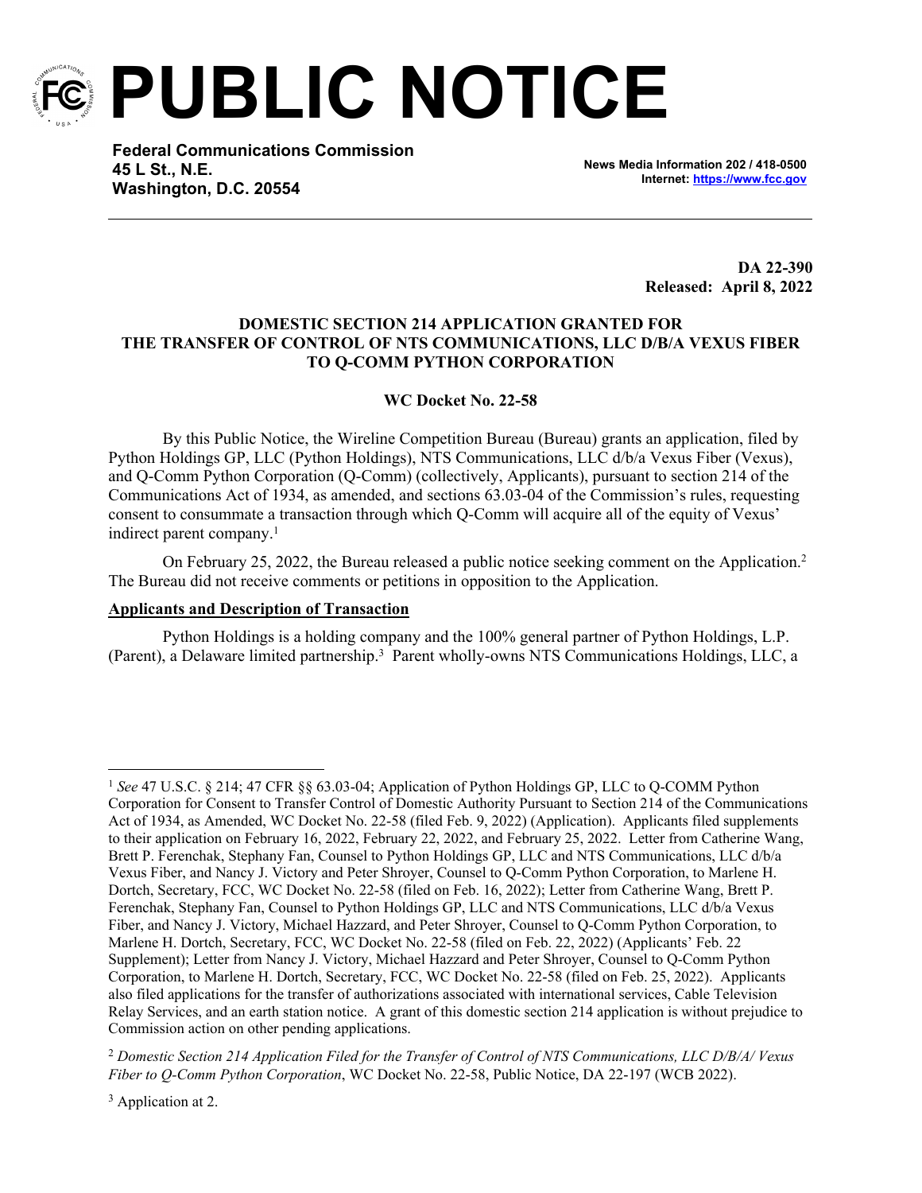# PUBLIC NOTICE

**Federal Communications Commission**
**45 L St., N.E.**
**Washington, D.C. 20554**

**News Media Information 202 / 418-0500**
**Internet: https://www.fcc.gov**

**DA 22-390**
**Released: April 8, 2022**

**DOMESTIC SECTION 214 APPLICATION GRANTED FOR THE TRANSFER OF CONTROL OF NTS COMMUNICATIONS, LLC D/B/A VEXUS FIBER TO Q-COMM PYTHON CORPORATION**

**WC Docket No. 22-58**

By this Public Notice, the Wireline Competition Bureau (Bureau) grants an application, filed by Python Holdings GP, LLC (Python Holdings), NTS Communications, LLC d/b/a Vexus Fiber (Vexus), and Q-Comm Python Corporation (Q-Comm) (collectively, Applicants), pursuant to section 214 of the Communications Act of 1934, as amended, and sections 63.03-04 of the Commission's rules, requesting consent to consummate a transaction through which Q-Comm will acquire all of the equity of Vexus' indirect parent company.[1]

On February 25, 2022, the Bureau released a public notice seeking comment on the Application.[2] The Bureau did not receive comments or petitions in opposition to the Application.

**Applicants and Description of Transaction**

Python Holdings is a holding company and the 100% general partner of Python Holdings, L.P. (Parent), a Delaware limited partnership.[3] Parent wholly-owns NTS Communications Holdings, LLC, a

---

[1] *See* 47 U.S.C. § 214; 47 CFR §§ 63.03-04; Application of Python Holdings GP, LLC to Q-COMM Python Corporation for Consent to Transfer Control of Domestic Authority Pursuant to Section 214 of the Communications Act of 1934, as Amended, WC Docket No. 22-58 (filed Feb. 9, 2022) (Application). Applicants filed supplements to their application on February 16, 2022, February 22, 2022, and February 25, 2022. Letter from Catherine Wang, Brett P. Ferenchak, Stephany Fan, Counsel to Python Holdings GP, LLC and NTS Communications, LLC d/b/a Vexus Fiber, and Nancy J. Victory and Peter Shroyer, Counsel to Q-Comm Python Corporation, to Marlene H. Dortch, Secretary, FCC, WC Docket No. 22-58 (filed on Feb. 16, 2022); Letter from Catherine Wang, Brett P. Ferenchak, Stephany Fan, Counsel to Python Holdings GP, LLC and NTS Communications, LLC d/b/a Vexus Fiber, and Nancy J. Victory, Michael Hazzard, and Peter Shroyer, Counsel to Q-Comm Python Corporation, to Marlene H. Dortch, Secretary, FCC, WC Docket No. 22-58 (filed on Feb. 22, 2022) (Applicants' Feb. 22 Supplement); Letter from Nancy J. Victory, Michael Hazzard and Peter Shroyer, Counsel to Q-Comm Python Corporation, to Marlene H. Dortch, Secretary, FCC, WC Docket No. 22-58 (filed on Feb. 25, 2022). Applicants also filed applications for the transfer of authorizations associated with international services, Cable Television Relay Services, and an earth station notice. A grant of this domestic section 214 application is without prejudice to Commission action on other pending applications.

[2] *Domestic Section 214 Application Filed for the Transfer of Control of NTS Communications, LLC D/B/A/ Vexus Fiber to Q-Comm Python Corporation*, WC Docket No. 22-58, Public Notice, DA 22-197 (WCB 2022).

[3] Application at 2.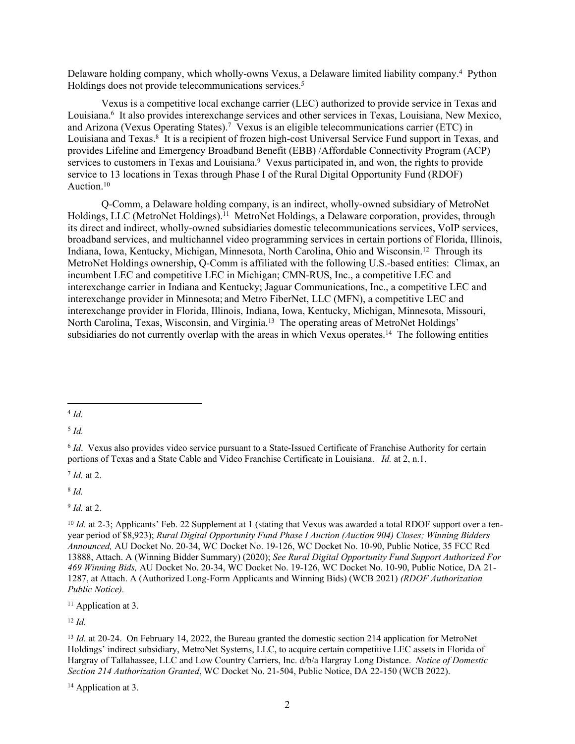Delaware holding company, which wholly-owns Vexus, a Delaware limited liability company.[4] Python Holdings does not provide telecommunications services.[5]

Vexus is a competitive local exchange carrier (LEC) authorized to provide service in Texas and Louisiana.[6] It also provides interexchange services and other services in Texas, Louisiana, New Mexico, and Arizona (Vexus Operating States).[7] Vexus is an eligible telecommunications carrier (ETC) in Louisiana and Texas.[8] It is a recipient of frozen high-cost Universal Service Fund support in Texas, and provides Lifeline and Emergency Broadband Benefit (EBB) /Affordable Connectivity Program (ACP) services to customers in Texas and Louisiana.[9] Vexus participated in, and won, the rights to provide service to 13 locations in Texas through Phase I of the Rural Digital Opportunity Fund (RDOF) Auction.[10]

Q-Comm, a Delaware holding company, is an indirect, wholly-owned subsidiary of MetroNet Holdings, LLC (MetroNet Holdings).[11] MetroNet Holdings, a Delaware corporation, provides, through its direct and indirect, wholly-owned subsidiaries domestic telecommunications services, VoIP services, broadband services, and multichannel video programming services in certain portions of Florida, Illinois, Indiana, Iowa, Kentucky, Michigan, Minnesota, North Carolina, Ohio and Wisconsin.[12] Through its MetroNet Holdings ownership, Q-Comm is affiliated with the following U.S.-based entities: Climax, an incumbent LEC and competitive LEC in Michigan; CMN-RUS, Inc., a competitive LEC and interexchange carrier in Indiana and Kentucky; Jaguar Communications, Inc., a competitive LEC and interexchange provider in Minnesota; and Metro FiberNet, LLC (MFN), a competitive LEC and interexchange provider in Florida, Illinois, Indiana, Iowa, Kentucky, Michigan, Minnesota, Missouri, North Carolina, Texas, Wisconsin, and Virginia.[13] The operating areas of MetroNet Holdings' subsidiaries do not currently overlap with the areas in which Vexus operates.[14] The following entities

---

[4] *Id.*

[5] *Id.*

[6] *Id*. Vexus also provides video service pursuant to a State-Issued Certificate of Franchise Authority for certain portions of Texas and a State Cable and Video Franchise Certificate in Louisiana. *Id.* at 2, n.1.

[7] *Id.* at 2.

[8] *Id.*

[9] *Id.* at 2.

[10] *Id.* at 2-3; Applicants' Feb. 22 Supplement at 1 (stating that Vexus was awarded a total RDOF support over a ten-year period of $8,923); *Rural Digital Opportunity Fund Phase I Auction (Auction 904) Closes; Winning Bidders Announced,* AU Docket No. 20-34, WC Docket No. 19-126, WC Docket No. 10-90, Public Notice, 35 FCC Rcd 13888, Attach. A (Winning Bidder Summary) (2020); *See Rural Digital Opportunity Fund Support Authorized For 469 Winning Bids,* AU Docket No. 20-34, WC Docket No. 19-126, WC Docket No. 10-90, Public Notice, DA 21-1287, at Attach. A (Authorized Long-Form Applicants and Winning Bids) (WCB 2021) *(RDOF Authorization Public Notice).*

[11] Application at 3.

[12] *Id.*

[13] *Id.* at 20-24. On February 14, 2022, the Bureau granted the domestic section 214 application for MetroNet Holdings' indirect subsidiary, MetroNet Systems, LLC, to acquire certain competitive LEC assets in Florida of Hargray of Tallahassee, LLC and Low Country Carriers, Inc. d/b/a Hargray Long Distance. *Notice of Domestic Section 214 Authorization Granted*, WC Docket No. 21-504, Public Notice, DA 22-150 (WCB 2022).

[14] Application at 3.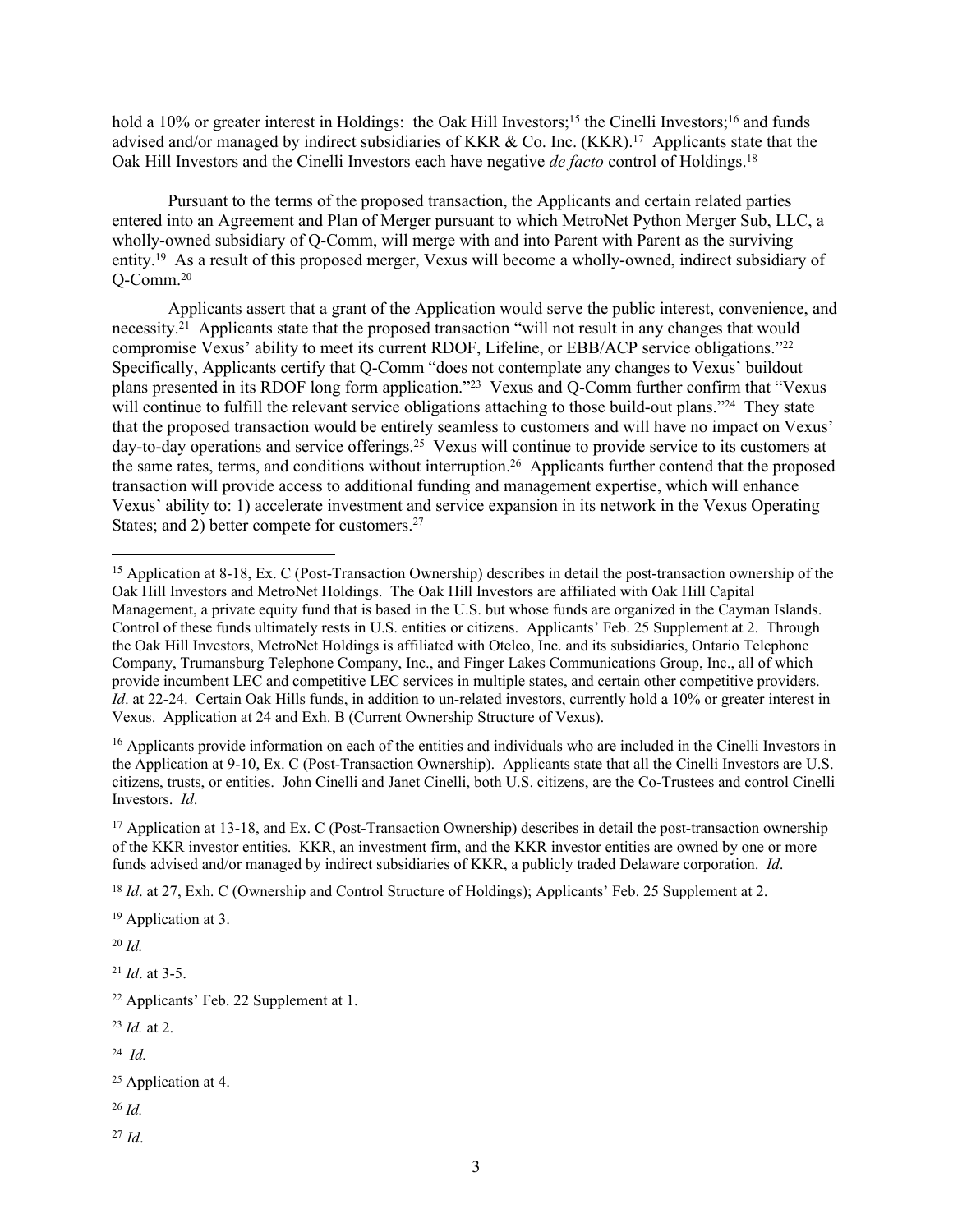hold a 10% or greater interest in Holdings: the Oak Hill Investors;[15] the Cinelli Investors;[16] and funds advised and/or managed by indirect subsidiaries of KKR & Co. Inc. (KKR).[17] Applicants state that the Oak Hill Investors and the Cinelli Investors each have negative *de facto* control of Holdings.[18]

Pursuant to the terms of the proposed transaction, the Applicants and certain related parties entered into an Agreement and Plan of Merger pursuant to which MetroNet Python Merger Sub, LLC, a wholly-owned subsidiary of Q-Comm, will merge with and into Parent with Parent as the surviving entity.[19] As a result of this proposed merger, Vexus will become a wholly-owned, indirect subsidiary of Q-Comm.[20]

Applicants assert that a grant of the Application would serve the public interest, convenience, and necessity.[21] Applicants state that the proposed transaction "will not result in any changes that would compromise Vexus' ability to meet its current RDOF, Lifeline, or EBB/ACP service obligations."[22] Specifically, Applicants certify that Q-Comm "does not contemplate any changes to Vexus' buildout plans presented in its RDOF long form application."[23] Vexus and Q-Comm further confirm that "Vexus will continue to fulfill the relevant service obligations attaching to those build-out plans."[24] They state that the proposed transaction would be entirely seamless to customers and will have no impact on Vexus' day-to-day operations and service offerings.[25] Vexus will continue to provide service to its customers at the same rates, terms, and conditions without interruption.[26] Applicants further contend that the proposed transaction will provide access to additional funding and management expertise, which will enhance Vexus' ability to: 1) accelerate investment and service expansion in its network in the Vexus Operating States; and 2) better compete for customers.[27]

---

[15] Application at 8-18, Ex. C (Post-Transaction Ownership) describes in detail the post-transaction ownership of the Oak Hill Investors and MetroNet Holdings. The Oak Hill Investors are affiliated with Oak Hill Capital Management, a private equity fund that is based in the U.S. but whose funds are organized in the Cayman Islands. Control of these funds ultimately rests in U.S. entities or citizens. Applicants' Feb. 25 Supplement at 2. Through the Oak Hill Investors, MetroNet Holdings is affiliated with Otelco, Inc. and its subsidiaries, Ontario Telephone Company, Trumansburg Telephone Company, Inc., and Finger Lakes Communications Group, Inc., all of which provide incumbent LEC and competitive LEC services in multiple states, and certain other competitive providers. *Id*. at 22-24. Certain Oak Hills funds, in addition to un-related investors, currently hold a 10% or greater interest in Vexus. Application at 24 and Exh. B (Current Ownership Structure of Vexus).

[16] Applicants provide information on each of the entities and individuals who are included in the Cinelli Investors in the Application at 9-10, Ex. C (Post-Transaction Ownership). Applicants state that all the Cinelli Investors are U.S. citizens, trusts, or entities. John Cinelli and Janet Cinelli, both U.S. citizens, are the Co-Trustees and control Cinelli Investors. *Id*.

[17] Application at 13-18, and Ex. C (Post-Transaction Ownership) describes in detail the post-transaction ownership of the KKR investor entities. KKR, an investment firm, and the KKR investor entities are owned by one or more funds advised and/or managed by indirect subsidiaries of KKR, a publicly traded Delaware corporation. *Id*.

[18] *Id*. at 27, Exh. C (Ownership and Control Structure of Holdings); Applicants' Feb. 25 Supplement at 2.

[19] Application at 3.

[20] *Id.*

[21] *Id*. at 3-5.

[22] Applicants' Feb. 22 Supplement at 1.

[23] *Id.* at 2.

[24] *Id.*

[25] Application at 4.

[26] *Id.*

[27] *Id*.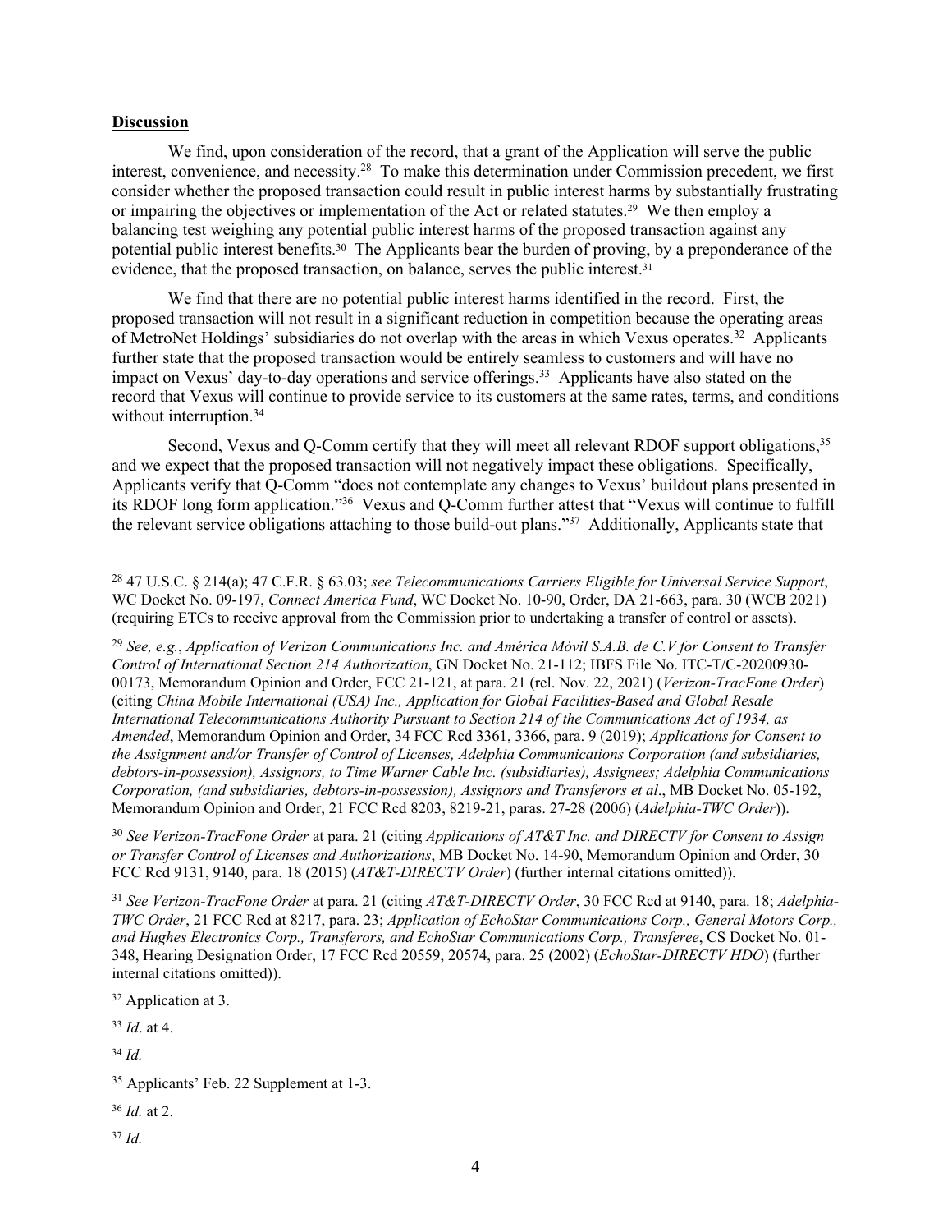**Discussion**

We find, upon consideration of the record, that a grant of the Application will serve the public interest, convenience, and necessity.[28] To make this determination under Commission precedent, we first consider whether the proposed transaction could result in public interest harms by substantially frustrating or impairing the objectives or implementation of the Act or related statutes.[29] We then employ a balancing test weighing any potential public interest harms of the proposed transaction against any potential public interest benefits.[30] The Applicants bear the burden of proving, by a preponderance of the evidence, that the proposed transaction, on balance, serves the public interest.[31]

We find that there are no potential public interest harms identified in the record. First, the proposed transaction will not result in a significant reduction in competition because the operating areas of MetroNet Holdings' subsidiaries do not overlap with the areas in which Vexus operates.[32] Applicants further state that the proposed transaction would be entirely seamless to customers and will have no impact on Vexus' day-to-day operations and service offerings.[33] Applicants have also stated on the record that Vexus will continue to provide service to its customers at the same rates, terms, and conditions without interruption.[34]

Second, Vexus and Q-Comm certify that they will meet all relevant RDOF support obligations,[35] and we expect that the proposed transaction will not negatively impact these obligations. Specifically, Applicants verify that Q-Comm "does not contemplate any changes to Vexus' buildout plans presented in its RDOF long form application."[36] Vexus and Q-Comm further attest that "Vexus will continue to fulfill the relevant service obligations attaching to those build-out plans."[37] Additionally, Applicants state that

---

[28] 47 U.S.C. § 214(a); 47 C.F.R. § 63.03; *see Telecommunications Carriers Eligible for Universal Service Support*, WC Docket No. 09-197, *Connect America Fund*, WC Docket No. 10-90, Order, DA 21-663, para. 30 (WCB 2021) (requiring ETCs to receive approval from the Commission prior to undertaking a transfer of control or assets).

[29] *See, e.g.*, *Application of Verizon Communications Inc. and América Móvil S.A.B. de C.V for Consent to Transfer Control of International Section 214 Authorization*, GN Docket No. 21-112; IBFS File No. ITC-T/C-20200930-00173, Memorandum Opinion and Order, FCC 21-121, at para. 21 (rel. Nov. 22, 2021) (*Verizon-TracFone Order*) (citing *China Mobile International (USA) Inc., Application for Global Facilities-Based and Global Resale International Telecommunications Authority Pursuant to Section 214 of the Communications Act of 1934, as Amended*, Memorandum Opinion and Order, 34 FCC Rcd 3361, 3366, para. 9 (2019); *Applications for Consent to the Assignment and/or Transfer of Control of Licenses, Adelphia Communications Corporation (and subsidiaries, debtors-in-possession), Assignors, to Time Warner Cable Inc. (subsidiaries), Assignees; Adelphia Communications Corporation, (and subsidiaries, debtors-in-possession), Assignors and Transferors et al*., MB Docket No. 05-192, Memorandum Opinion and Order, 21 FCC Rcd 8203, 8219-21, paras. 27-28 (2006) (*Adelphia-TWC Order*)).

[30] *See Verizon-TracFone Order* at para. 21 (citing *Applications of AT&T Inc. and DIRECTV for Consent to Assign or Transfer Control of Licenses and Authorizations*, MB Docket No. 14-90, Memorandum Opinion and Order, 30 FCC Rcd 9131, 9140, para. 18 (2015) (*AT&T-DIRECTV Order*) (further internal citations omitted)).

[31] *See Verizon-TracFone Order* at para. 21 (citing *AT&T-DIRECTV Order*, 30 FCC Rcd at 9140, para. 18; *Adelphia-TWC Order*, 21 FCC Rcd at 8217, para. 23; *Application of EchoStar Communications Corp., General Motors Corp., and Hughes Electronics Corp., Transferors, and EchoStar Communications Corp., Transferee*, CS Docket No. 01-348, Hearing Designation Order, 17 FCC Rcd 20559, 20574, para. 25 (2002) (*EchoStar-DIRECTV HDO*) (further internal citations omitted)).

[32] Application at 3.

[33] *Id*. at 4.

[34] *Id.*

[35] Applicants' Feb. 22 Supplement at 1-3.

[36] *Id.* at 2.

[37] *Id.*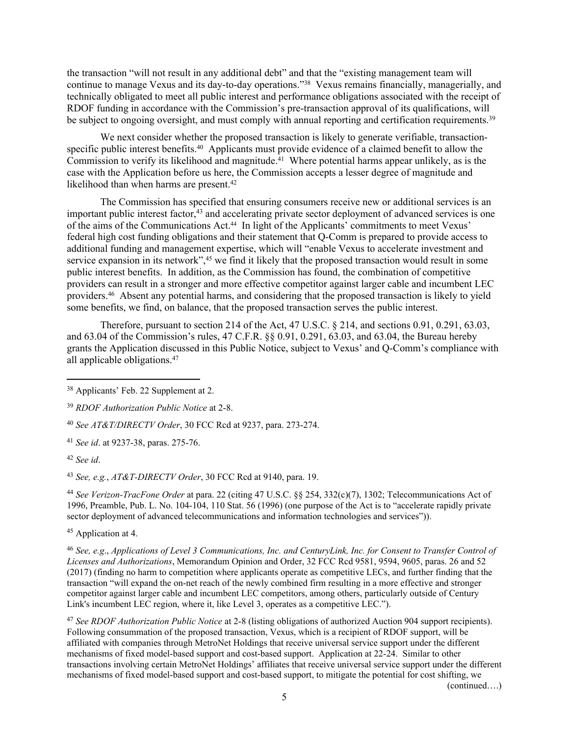the transaction "will not result in any additional debt" and that the "existing management team will continue to manage Vexus and its day-to-day operations."[38] Vexus remains financially, managerially, and technically obligated to meet all public interest and performance obligations associated with the receipt of RDOF funding in accordance with the Commission's pre-transaction approval of its qualifications, will be subject to ongoing oversight, and must comply with annual reporting and certification requirements.[39]

We next consider whether the proposed transaction is likely to generate verifiable, transaction-specific public interest benefits.[40] Applicants must provide evidence of a claimed benefit to allow the Commission to verify its likelihood and magnitude.[41] Where potential harms appear unlikely, as is the case with the Application before us here, the Commission accepts a lesser degree of magnitude and likelihood than when harms are present.[42]

The Commission has specified that ensuring consumers receive new or additional services is an important public interest factor,[43] and accelerating private sector deployment of advanced services is one of the aims of the Communications Act.[44] In light of the Applicants' commitments to meet Vexus' federal high cost funding obligations and their statement that Q-Comm is prepared to provide access to additional funding and management expertise, which will "enable Vexus to accelerate investment and service expansion in its network",[45] we find it likely that the proposed transaction would result in some public interest benefits. In addition, as the Commission has found, the combination of competitive providers can result in a stronger and more effective competitor against larger cable and incumbent LEC providers.[46] Absent any potential harms, and considering that the proposed transaction is likely to yield some benefits, we find, on balance, that the proposed transaction serves the public interest.

Therefore, pursuant to section 214 of the Act, 47 U.S.C. § 214, and sections 0.91, 0.291, 63.03, and 63.04 of the Commission's rules, 47 C.F.R. §§ 0.91, 0.291, 63.03, and 63.04, the Bureau hereby grants the Application discussed in this Public Notice, subject to Vexus' and Q-Comm's compliance with all applicable obligations.[47]

---

[38] Applicants' Feb. 22 Supplement at 2.

[39] *RDOF Authorization Public Notice* at 2-8.

[40] *See AT&T/DIRECTV Order*, 30 FCC Rcd at 9237, para. 273-274.

[41] *See id*. at 9237-38, paras. 275-76.

[42] *See id*.

[43] *See, e.g.*, *AT&T-DIRECTV Order*, 30 FCC Rcd at 9140, para. 19.

[44] *See Verizon-TracFone Order* at para. 22 (citing 47 U.S.C. §§ 254, 332(c)(7), 1302; Telecommunications Act of 1996, Preamble, Pub. L. No. 104-104, 110 Stat. 56 (1996) (one purpose of the Act is to "accelerate rapidly private sector deployment of advanced telecommunications and information technologies and services")).

[45] Application at 4.

[46] *See, e.g*., *Applications of Level 3 Communications, Inc. and CenturyLink, Inc. for Consent to Transfer Control of Licenses and Authorizations*, Memorandum Opinion and Order, 32 FCC Rcd 9581, 9594, 9605, paras. 26 and 52 (2017) (finding no harm to competition where applicants operate as competitive LECs, and further finding that the transaction "will expand the on-net reach of the newly combined firm resulting in a more effective and stronger competitor against larger cable and incumbent LEC competitors, among others, particularly outside of Century Link's incumbent LEC region, where it, like Level 3, operates as a competitive LEC.").

[47] *See RDOF Authorization Public Notice* at 2-8 (listing obligations of authorized Auction 904 support recipients). Following consummation of the proposed transaction, Vexus, which is a recipient of RDOF support, will be affiliated with companies through MetroNet Holdings that receive universal service support under the different mechanisms of fixed model-based support and cost-based support. Application at 22-24. Similar to other transactions involving certain MetroNet Holdings' affiliates that receive universal service support under the different mechanisms of fixed model-based support and cost-based support, to mitigate the potential for cost shifting, we

(continued….)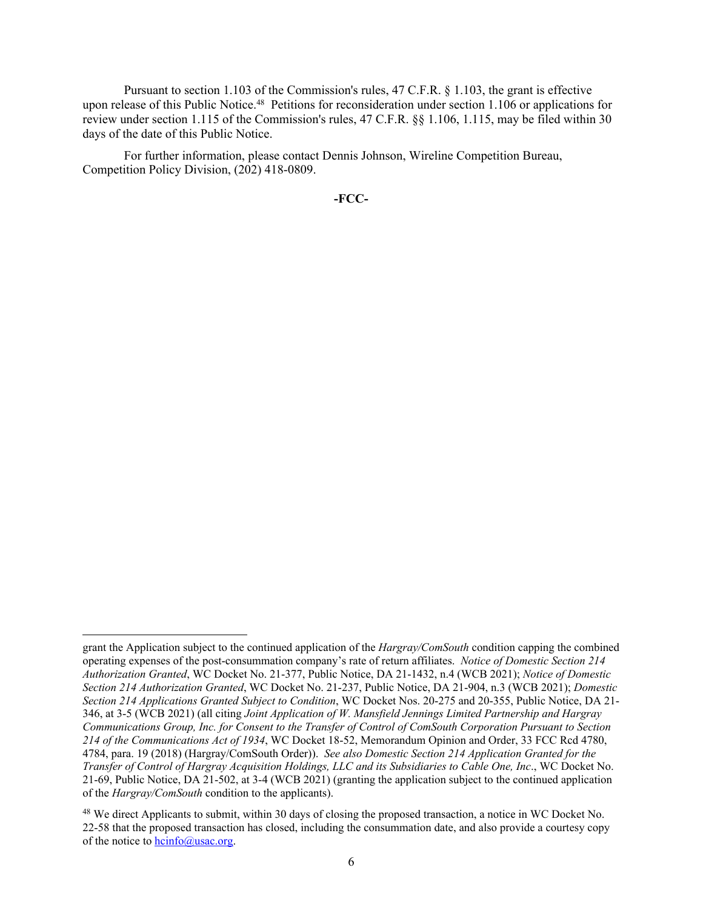Pursuant to section 1.103 of the Commission's rules, 47 C.F.R. § 1.103, the grant is effective upon release of this Public Notice.[48] Petitions for reconsideration under section 1.106 or applications for review under section 1.115 of the Commission's rules, 47 C.F.R. §§ 1.106, 1.115, may be filed within 30 days of the date of this Public Notice.

For further information, please contact Dennis Johnson, Wireline Competition Bureau, Competition Policy Division, (202) 418-0809.

**-FCC-**

---

grant the Application subject to the continued application of the *Hargray/ComSouth* condition capping the combined operating expenses of the post-consummation company's rate of return affiliates. *Notice of Domestic Section 214 Authorization Granted*, WC Docket No. 21-377, Public Notice, DA 21-1432, n.4 (WCB 2021); *Notice of Domestic Section 214 Authorization Granted*, WC Docket No. 21-237, Public Notice, DA 21-904, n.3 (WCB 2021); *Domestic Section 214 Applications Granted Subject to Condition*, WC Docket Nos. 20-275 and 20-355, Public Notice, DA 21-346, at 3-5 (WCB 2021) (all citing *Joint Application of W. Mansfield Jennings Limited Partnership and Hargray Communications Group, Inc. for Consent to the Transfer of Control of ComSouth Corporation Pursuant to Section 214 of the Communications Act of 1934*, WC Docket 18-52, Memorandum Opinion and Order, 33 FCC Rcd 4780, 4784, para. 19 (2018) (Hargray/ComSouth Order)). *See also Domestic Section 214 Application Granted for the Transfer of Control of Hargray Acquisition Holdings, LLC and its Subsidiaries to Cable One, Inc*., WC Docket No. 21-69, Public Notice, DA 21-502, at 3-4 (WCB 2021) (granting the application subject to the continued application of the *Hargray/ComSouth* condition to the applicants).

[48] We direct Applicants to submit, within 30 days of closing the proposed transaction, a notice in WC Docket No. 22-58 that the proposed transaction has closed, including the consummation date, and also provide a courtesy copy of the notice to hcinfo@usac.org.